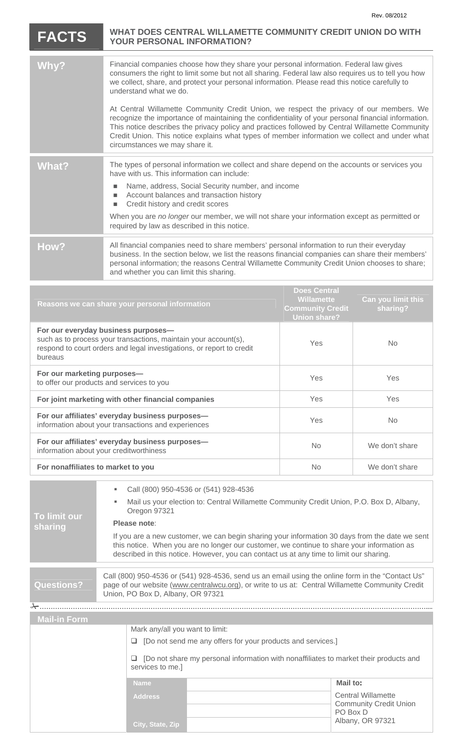Rev. 08/2012

# FACTS — WHAT DOES CENTRAL WILLAMETTE COMMUNITY CREDIT UNION DO WITH YOUR PERSONAL INFORMATION?

## Why?

Financial companies choose how they share your personal information. Federal law gives consumers the right to limit some but not all sharing. Federal law also requires us to tell you how we collect, share, and protect your personal information. Please read this notice carefully to understand what we do.

At Central Willamette Community Credit Union, we respect the privacy of our members. We recognize the importance of maintaining the confidentiality of your personal financial information. This notice describes the privacy policy and practices followed by Central Willamette Community Credit Union. This notice explains what types of member information we collect and under what circumstances we may share it.

## What?

The types of personal information we collect and share depend on the accounts or services you have with us. This information can include:

- Name, address, Social Security number, and income
- Account balances and transaction history
- Credit history and credit scores

When you are *no longer* our member, we will not share your information except as permitted or required by law as described in this notice.

## How?

All financial companies need to share members' personal information to run their everyday business. In the section below, we list the reasons financial companies can share their members' personal information; the reasons Central Willamette Community Credit Union chooses to share; and whether you can limit this sharing.

| Reasons we can share your personal information | Does Central Willamette Community Credit Union share? | Can you limit this sharing? |
|---|---|---|
| **For our everyday business purposes—** such as to process your transactions, maintain your account(s), respond to court orders and legal investigations, or report to credit bureaus | Yes | No |
| **For our marketing purposes—** to offer our products and services to you | Yes | Yes |
| **For joint marketing with other financial companies** | Yes | Yes |
| **For our affiliates' everyday business purposes—** information about your transactions and experiences | Yes | No |
| **For our affiliates' everyday business purposes—** information about your creditworthiness | No | We don't share |
| **For nonaffiliates to market to you** | No | We don't share |

## To limit our sharing

- Call (800) 950-4536 or (541) 928-4536
- Mail us your election to: Central Willamette Community Credit Union, P.O. Box D, Albany, Oregon 97321

**Please note**:

If you are a new customer, we can begin sharing your information 30 days from the date we sent this notice. When you are no longer our customer, we continue to share your information as described in this notice. However, you can contact us at any time to limit our sharing.

## Questions?

Call (800) 950-4536 or (541) 928-4536, send us an email using the online form in the "Contact Us" page of our website (www.centralwcu.org), or write to us at: Central Willamette Community Credit Union, PO Box D, Albany, OR 97321

## Mail-in Form

Mark any/all you want to limit:

- ☐ [Do not send me any offers for your products and services.]
- ☐ [Do not share my personal information with nonaffiliates to market their products and services to me.]

| | | Mail to: |
|---|---|---|
| Name | | Central Willamette Community Credit Union PO Box D Albany, OR 97321 |
| Address | | |
| | | |
| City, State, Zip | | |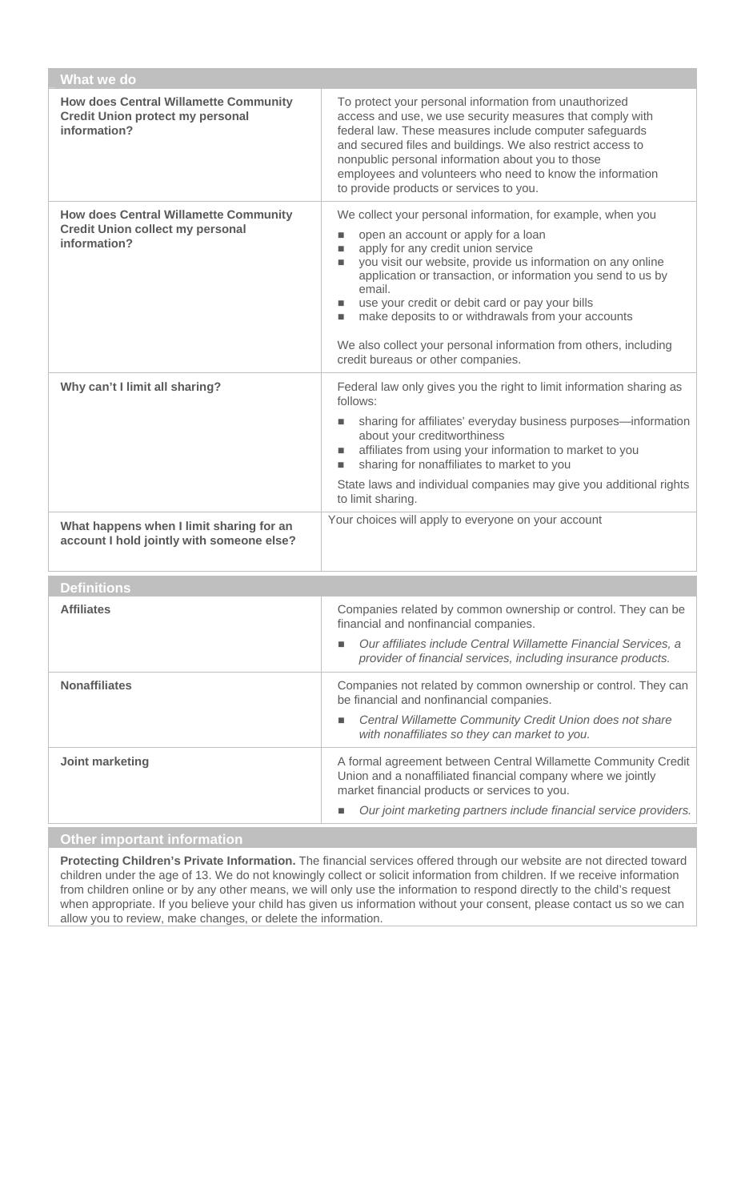| What we do | |
|---|---|
| **How does Central Willamette Community Credit Union protect my personal information?** | To protect your personal information from unauthorized access and use, we use security measures that comply with federal law. These measures include computer safeguards and secured files and buildings. We also restrict access to nonpublic personal information about you to those employees and volunteers who need to know the information to provide products or services to you. |
| **How does Central Willamette Community Credit Union collect my personal information?** | We collect your personal information, for example, when you<br>■ open an account or apply for a loan<br>■ apply for any credit union service<br>■ you visit our website, provide us information on any online application or transaction, or information you send to us by email.<br>■ use your credit or debit card or pay your bills<br>■ make deposits to or withdrawals from your accounts<br><br>We also collect your personal information from others, including credit bureaus or other companies. |
| **Why can't I limit all sharing?** | Federal law only gives you the right to limit information sharing as follows:<br>■ sharing for affiliates' everyday business purposes—information about your creditworthiness<br>■ affiliates from using your information to market to you<br>■ sharing for nonaffiliates to market to you<br><br>State laws and individual companies may give you additional rights to limit sharing. |
| **What happens when I limit sharing for an account I hold jointly with someone else?** | Your choices will apply to everyone on your account |

| Definitions | |
|---|---|
| **Affiliates** | Companies related by common ownership or control. They can be financial and nonfinancial companies.<br>■ *Our affiliates include Central Willamette Financial Services, a provider of financial services, including insurance products.* |
| **Nonaffiliates** | Companies not related by common ownership or control. They can be financial and nonfinancial companies.<br>■ *Central Willamette Community Credit Union does not share with nonaffiliates so they can market to you.* |
| **Joint marketing** | A formal agreement between Central Willamette Community Credit Union and a nonaffiliated financial company where we jointly market financial products or services to you.<br>■ *Our joint marketing partners include financial service providers.* |

## Other important information

**Protecting Children's Private Information.** The financial services offered through our website are not directed toward children under the age of 13. We do not knowingly collect or solicit information from children. If we receive information from children online or by any other means, we will only use the information to respond directly to the child's request when appropriate. If you believe your child has given us information without your consent, please contact us so we can allow you to review, make changes, or delete the information.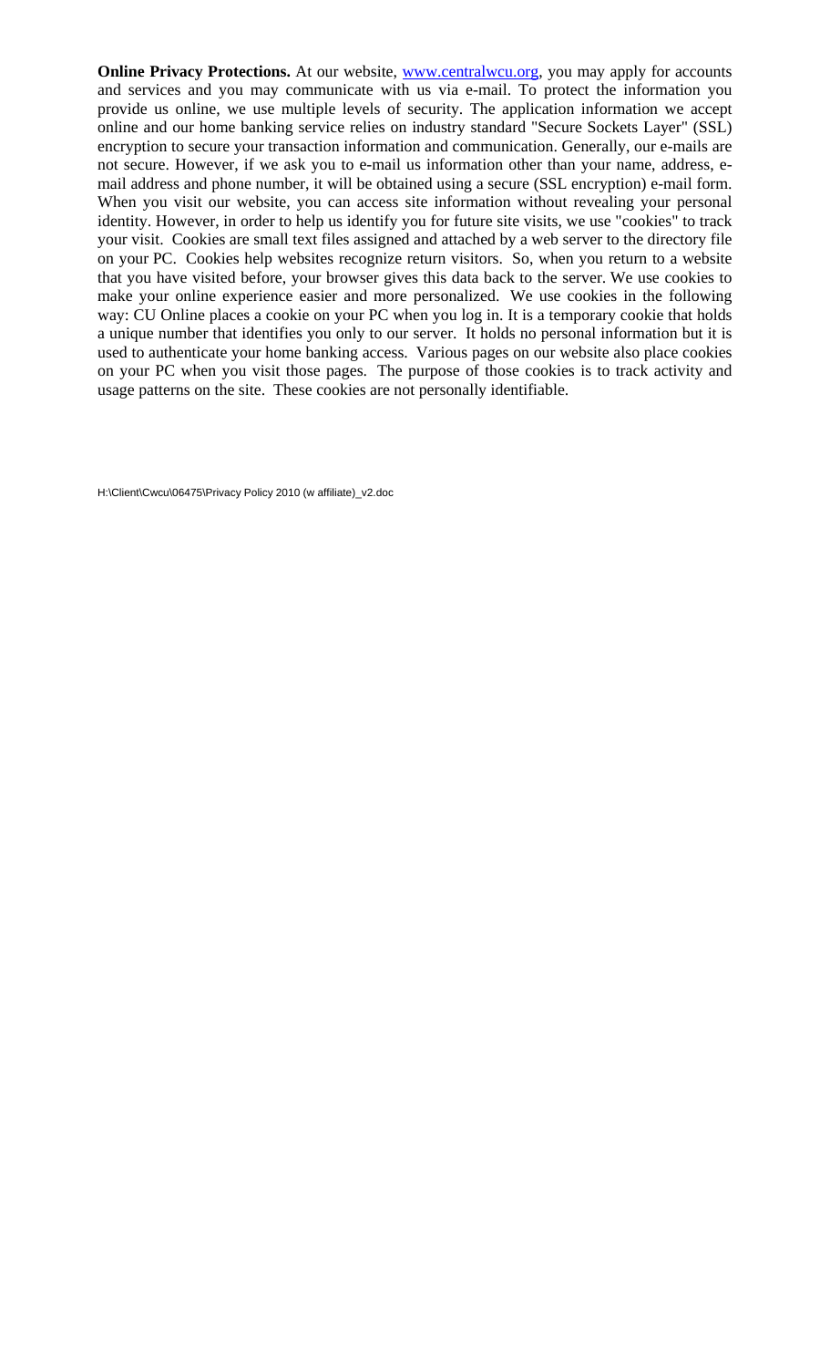**Online Privacy Protections.** At our website, [www.centralwcu.org](http://www.centralwcu.org), you may apply for accounts and services and you may communicate with us via e-mail. To protect the information you provide us online, we use multiple levels of security. The application information we accept online and our home banking service relies on industry standard "Secure Sockets Layer" (SSL) encryption to secure your transaction information and communication. Generally, our e-mails are not secure. However, if we ask you to e-mail us information other than your name, address, e-mail address and phone number, it will be obtained using a secure (SSL encryption) e-mail form. When you visit our website, you can access site information without revealing your personal identity. However, in order to help us identify you for future site visits, we use "cookies" to track your visit. Cookies are small text files assigned and attached by a web server to the directory file on your PC. Cookies help websites recognize return visitors. So, when you return to a website that you have visited before, your browser gives this data back to the server. We use cookies to make your online experience easier and more personalized. We use cookies in the following way: CU Online places a cookie on your PC when you log in. It is a temporary cookie that holds a unique number that identifies you only to our server. It holds no personal information but it is used to authenticate your home banking access. Various pages on our website also place cookies on your PC when you visit those pages. The purpose of those cookies is to track activity and usage patterns on the site. These cookies are not personally identifiable.

H:\Client\Cwcu\06475\Privacy Policy 2010 (w affiliate)_v2.doc